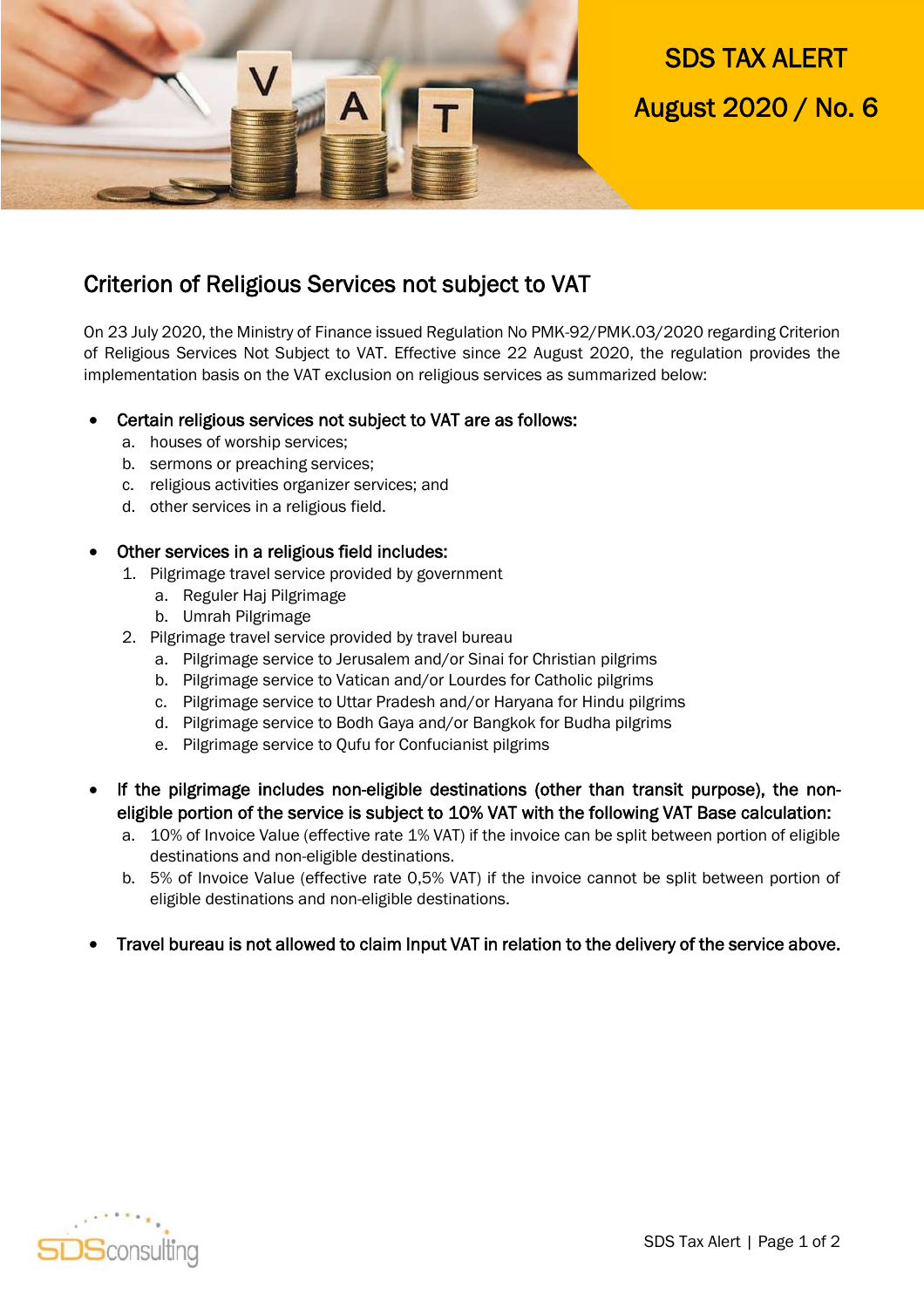SDS TAX ALERT

August 2020 / No. 6

## Criterion of Religious Services not subject to VAT

On 23 July 2020, the Ministry of Finance issued Regulation No PMK-92/PMK.03/2020 regarding Criterion of Religious Services Not Subject to VAT. Effective since 22 August 2020, the regulation provides the implementation basis on the VAT exclusion on religious services as summarized below:

- **Certain religious services not subject to VAT are as follows:**
  a. houses of worship services;
  b. sermons or preaching services;
  c. religious activities organizer services; and
  d. other services in a religious field.

- **Other services in a religious field includes:**
  1. Pilgrimage travel service provided by government
     a. Reguler Haj Pilgrimage
     b. Umrah Pilgrimage
  2. Pilgrimage travel service provided by travel bureau
     a. Pilgrimage service to Jerusalem and/or Sinai for Christian pilgrims
     b. Pilgrimage service to Vatican and/or Lourdes for Catholic pilgrims
     c. Pilgrimage service to Uttar Pradesh and/or Haryana for Hindu pilgrims
     d. Pilgrimage service to Bodh Gaya and/or Bangkok for Budha pilgrims
     e. Pilgrimage service to Qufu for Confucianist pilgrims

- **If the pilgrimage includes non-eligible destinations (other than transit purpose), the non-eligible portion of the service is subject to 10% VAT with the following VAT Base calculation:**
  a. 10% of Invoice Value (effective rate 1% VAT) if the invoice can be split between portion of eligible destinations and non-eligible destinations.
  b. 5% of Invoice Value (effective rate 0,5% VAT) if the invoice cannot be split between portion of eligible destinations and non-eligible destinations.

- **Travel bureau is not allowed to claim Input VAT in relation to the delivery of the service above.**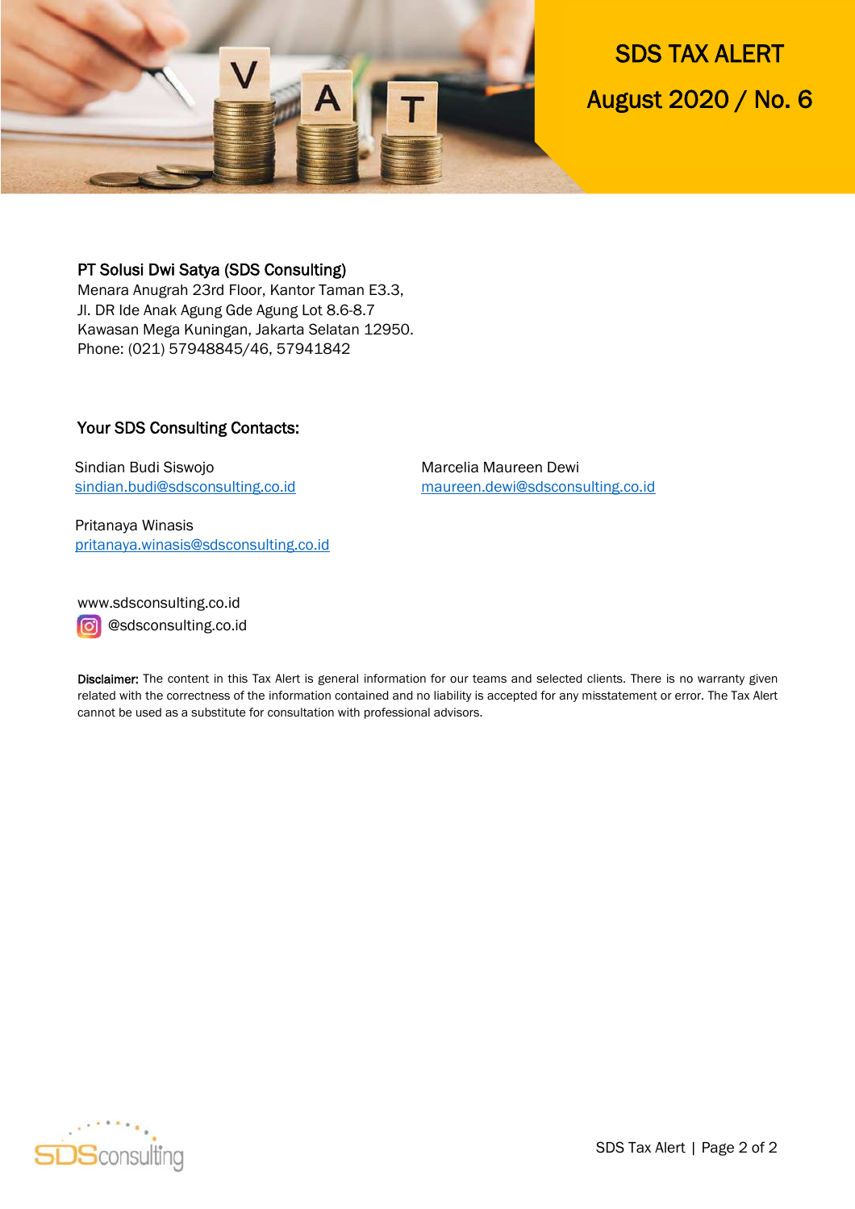SDS TAX ALERT

August 2020 / No. 6

**PT Solusi Dwi Satya (SDS Consulting)**
Menara Anugrah 23rd Floor, Kantor Taman E3.3,
Jl. DR Ide Anak Agung Gde Agung Lot 8.6-8.7
Kawasan Mega Kuningan, Jakarta Selatan 12950.
Phone: (021) 57948845/46, 57941842

**Your SDS Consulting Contacts:**

Sindian Budi Siswojo
sindian.budi@sdsconsulting.co.id

Marcelia Maureen Dewi
maureen.dewi@sdsconsulting.co.id

Pritanaya Winasis
pritanaya.winasis@sdsconsulting.co.id

www.sdsconsulting.co.id
@sdsconsulting.co.id

**Disclaimer:** The content in this Tax Alert is general information for our teams and selected clients. There is no warranty given related with the correctness of the information contained and no liability is accepted for any misstatement or error. The Tax Alert cannot be used as a substitute for consultation with professional advisors.